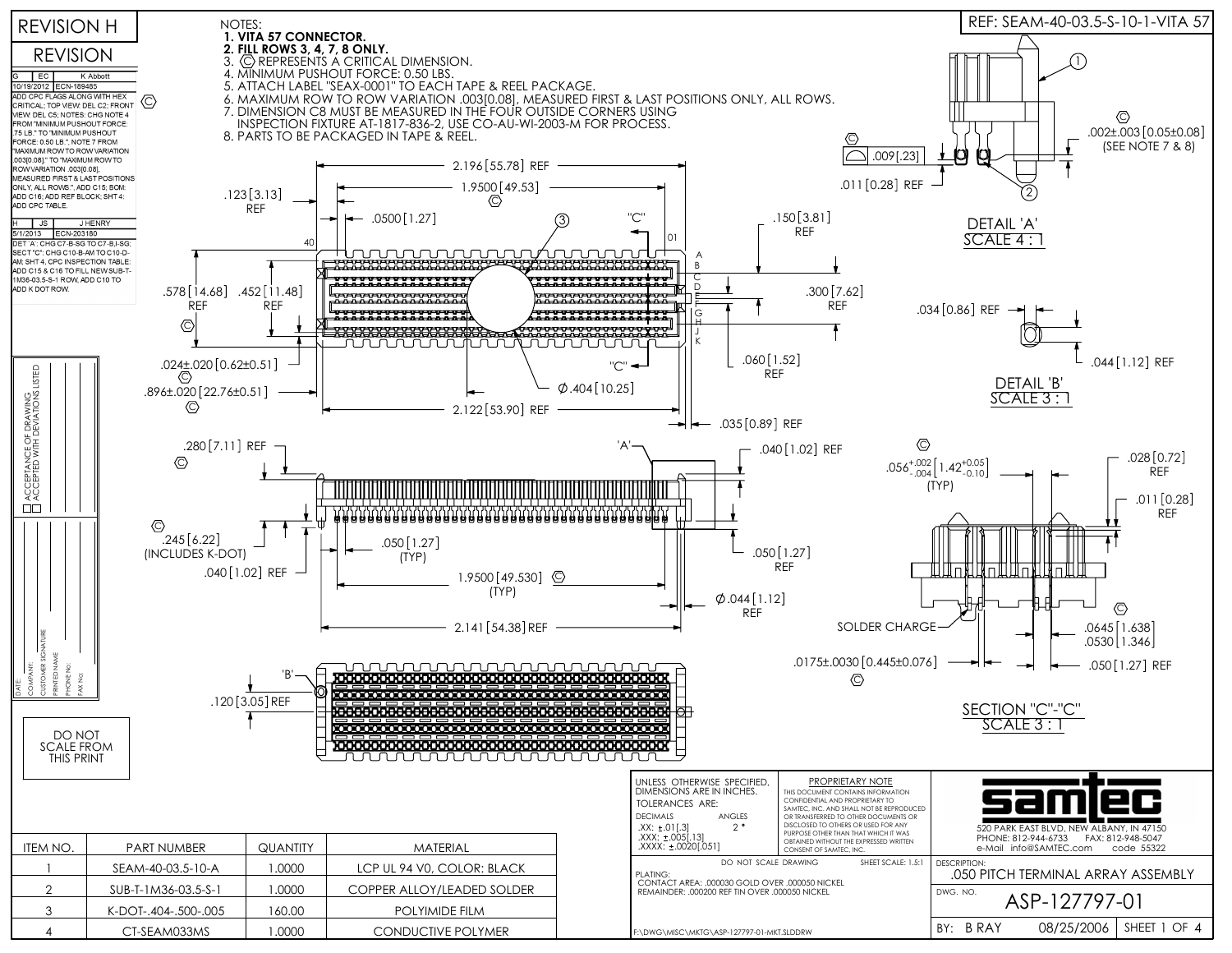# REVISION H

REF: SEAM-40-03.5-S-10-1-VITA 57

## REVISION

| G | EC | K Abbott |
|---|---|---|
| 10/19/2012 | ECN-189485 | |

ADD CPC FLAGS ALONG WITH HEX CRITICAL; TOP VIEW: DEL C2; FRONT VIEW: DEL C5; NOTES: CHG NOTE 4 FROM "MINIMUM PUSHOUT FORCE: .75 LB." TO "MINIMUM PUSHOUT FORCE: 0.50 LB.", NOTE 7 FROM "MAXIMUM ROW TO ROW VARIATION .003[0.08]." TO "MAXIMUM ROW TO ROW VARIATION .003[0.08], MEASURED FIRST & LAST POSITIONS ONLY, ALL ROWS.", ADD C15; BOM: ADD C16; ADD REF BLOCK; SHT 4: ADD CPC TABLE.

| H | JS | J HENRY |
|---|---|---|
| 5/1/2013 | ECN-203180 | |

DET 'A': CHG C7-B-SG TO C7-B,I-SG; SECT "C": CHG C10-B-AM TO C10-D-AM; SHT 4, CPC INSPECTION TABLE: ADD C15 & C16 TO FILL NEW SUB-T-1M36-03.5-S-1 ROW, ADD C10 TO ADD K DOT ROW.

NOTES:

1. **VITA 57 CONNECTOR.**
2. **FILL ROWS 3, 4, 7, 8 ONLY.**
3. (C) REPRESENTS A CRITICAL DIMENSION.
4. MINIMUM PUSHOUT FORCE: 0.50 LBS.
5. ATTACH LABEL "SEAX-0001" TO EACH TAPE & REEL PACKAGE.
6. MAXIMUM ROW TO ROW VARIATION .003[0.08], MEASURED FIRST & LAST POSITIONS ONLY, ALL ROWS.
7. DIMENSION C8 MUST BE MEASURED IN THE FOUR OUTSIDE CORNERS USING INSPECTION FIXTURE AT-1817-836-2, USE CO-AU-WI-2003-M FOR PROCESS.
8. PARTS TO BE PACKAGED IN TAPE & REEL.

Top view dimensions: 2.196[55.78] REF; 1.9500[49.53] (C); .123[3.13] REF; .0500[1.27]; "C"; 40; 01; rows A B C D E F G H J K; .150[3.81] REF; .578[14.68] REF (C); .452[11.48] REF; .300[7.62] REF; .060[1.52] REF; .024±.020[0.62±0.51] (C); .896±.020[22.76±0.51] (C); Ø.404[10.25]; 2.122[53.90] REF; .035[0.89] REF

Front view dimensions: .280[7.11] REF (C); 'A'; .040[1.02] REF; .245[6.22] (INCLUDES K-DOT) (C); .050[1.27] (TYP); .040[1.02] REF; 1.9500[49.530] (C) (TYP); .050[1.27] REF; Ø.044[1.12] REF; 2.141[54.38] REF

Bottom view: 'B'; .120[3.05] REF

DETAIL 'A' SCALE 4 : 1 — .009[.23] (C); .011[0.28] REF; .002±.003[0.05±0.08] (C) (SEE NOTE 7 & 8)

DETAIL 'B' SCALE 3 : 1 — .034[0.86] REF; .044[1.12] REF

SECTION "C"-"C" SCALE 3 : 1 — $.056^{+.002}_{-.004}$ $[1.42^{+0.05}_{-0.10}]$ (TYP) (C); .028[0.72] REF; .011[0.28] REF; SOLDER CHARGE; .0645[1.638] / .0530[1.346] (C); .0175±.0030[0.445±0.076] (C); .050[1.27] REF

ACCEPTANCE OF DRAWING / ACCEPTED WITH DEVIATIONS LISTED

DATE: / COMPANY: / CUSTOMER SIGNATURE / PRINTED NAME / PHONE NO: / FAX NO:

DO NOT SCALE FROM THIS PRINT

| ITEM NO. | PART NUMBER | QUANTITY | MATERIAL |
|---|---|---|---|
| 1 | SEAM-40-03.5-10-A | 1.0000 | LCP UL 94 V0, COLOR: BLACK |
| 2 | SUB-T-1M36-03.5-S-1 | 1.0000 | COPPER ALLOY/LEADED SOLDER |
| 3 | K-DOT-.404-.500-.005 | 160.00 | POLYIMIDE FILM |
| 4 | CT-SEAM033MS | 1.0000 | CONDUCTIVE POLYMER |

UNLESS OTHERWISE SPECIFIED, DIMENSIONS ARE IN INCHES.
TOLERANCES ARE:
DECIMALS: .XX: ±.01[.3]; .XXX: ±.005[.13]; .XXXX: ±.0020[.051]
ANGLES: 2°

PROPRIETARY NOTE: THIS DOCUMENT CONTAINS INFORMATION CONFIDENTIAL AND PROPRIETARY TO SAMTEC, INC. AND SHALL NOT BE REPRODUCED OR TRANSFERRED TO OTHER DOCUMENTS OR DISCLOSED TO OTHERS OR USED FOR ANY PURPOSE OTHER THAN THAT WHICH IT WAS OBTAINED WITHOUT THE EXPRESSED WRITTEN CONSENT OF SAMTEC, INC.

DO NOT SCALE DRAWING — SHEET SCALE: 1.5:1

PLATING:
CONTACT AREA: .000030 GOLD OVER .000050 NICKEL
REMAINDER: .000200 REF TIN OVER .000050 NICKEL

F:\DWG\MISC\MKTG\ASP-127797-01-MKT.SLDDRW

samtec — 520 PARK EAST BLVD, NEW ALBANY, IN 47150; PHONE: 812-944-6733 FAX: 812-948-5047; e-Mail info@SAMTEC.com code 55322

DESCRIPTION: .050 PITCH TERMINAL ARRAY ASSEMBLY

DWG. NO. ASP-127797-01

BY: B RAY — 08/25/2006 — SHEET 1 OF 4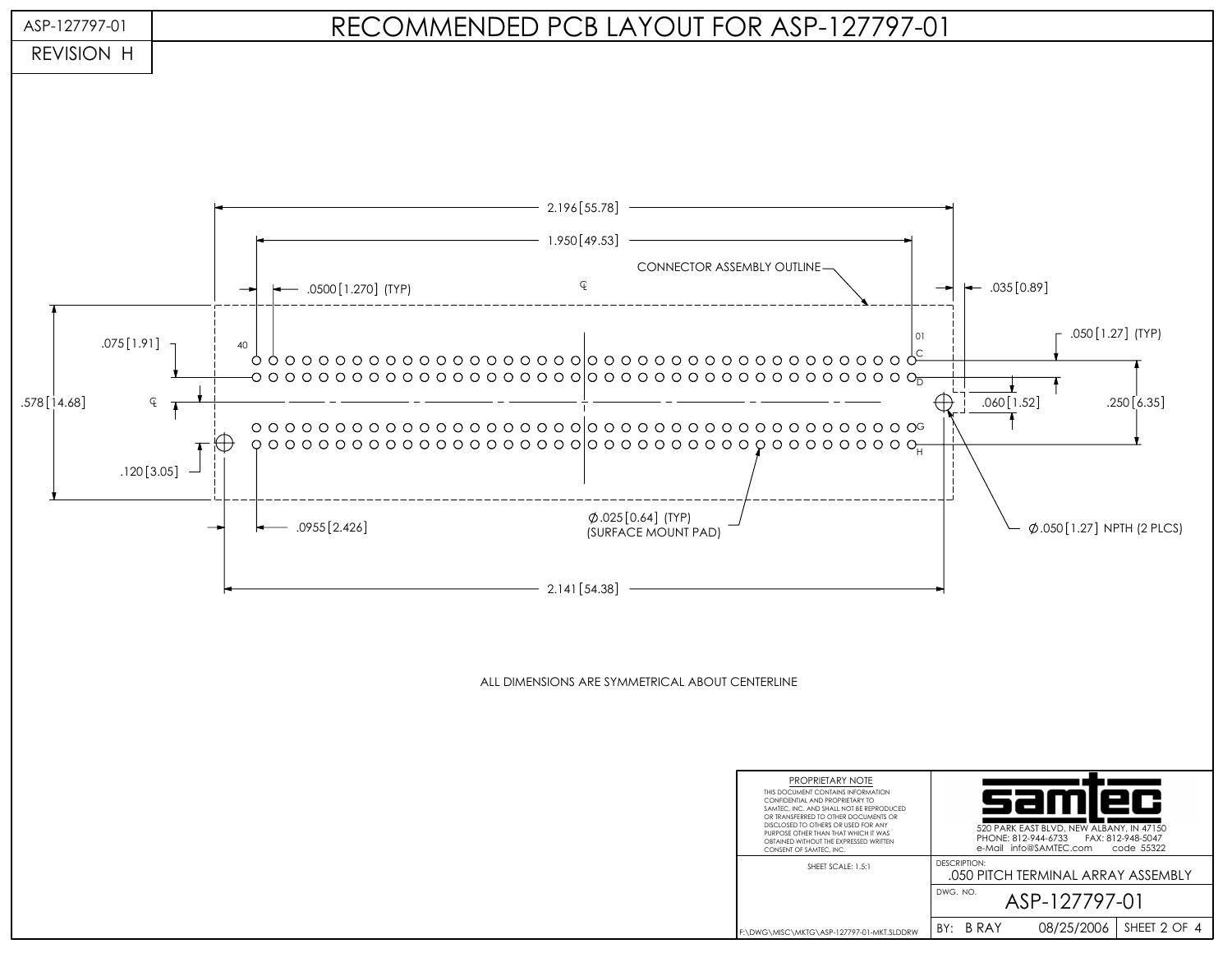ASP-127797-01

REVISION H

# RECOMMENDED PCB LAYOUT FOR ASP-127797-01

2.196 [55.78]

1.950 [49.53]

CONNECTOR ASSEMBLY OUTLINE

.0500 [1.270] (TYP)

.035 [0.89]

.050 [1.27] (TYP)

.075 [1.91]

.578 [14.68]

.060 [1.52]

.250 [6.35]

.120 [3.05]

40

01

C

D

G

H

.0955 [2.426]

Ø.025 [0.64] (TYP)
(SURFACE MOUNT PAD)

Ø.050 [1.27] NPTH (2 PLCS)

2.141 [54.38]

ALL DIMENSIONS ARE SYMMETRICAL ABOUT CENTERLINE

PROPRIETARY NOTE

THIS DOCUMENT CONTAINS INFORMATION CONFIDENTIAL AND PROPRIETARY TO SAMTEC, INC. AND SHALL NOT BE REPRODUCED OR TRANSFERRED TO OTHER DOCUMENTS OR DISCLOSED TO OTHERS OR USED FOR ANY PURPOSE OTHER THAN THAT WHICH IT WAS OBTAINED WITHOUT THE EXPRESSED WRITTEN CONSENT OF SAMTEC, INC.

samtec

520 PARK EAST BLVD, NEW ALBANY, IN 47150
PHONE: 812-944-6733 FAX: 812-948-5047
e-Mail info@SAMTEC.com code 55322

SHEET SCALE: 1.5:1

DESCRIPTION: .050 PITCH TERMINAL ARRAY ASSEMBLY

DWG. NO. ASP-127797-01

F:\DWG\MISC\MKTG\ASP-127797-01-MKT.SLDDRW

BY: B RAY 08/25/2006 SHEET 2 OF 4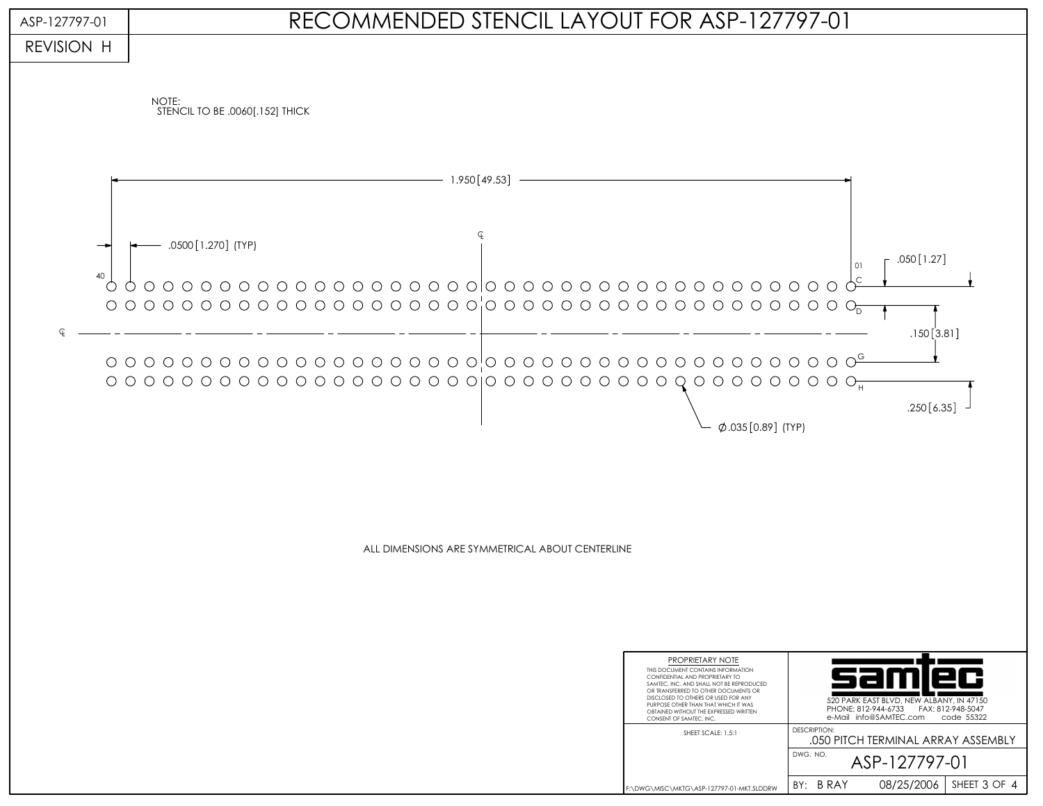ASP-127797-01

REVISION H

# RECOMMENDED STENCIL LAYOUT FOR ASP-127797-01

NOTE:
STENCIL TO BE .0060[.152] THICK

1.950 [49.53]

.0500 [1.270] (TYP)

40

01

.050 [1.27]

C

D

G

H

.150 [3.81]

.250 [6.35]

∅.035 [0.89] (TYP)

ALL DIMENSIONS ARE SYMMETRICAL ABOUT CENTERLINE

PROPRIETARY NOTE
THIS DOCUMENT CONTAINS INFORMATION CONFIDENTIAL AND PROPRIETARY TO SAMTEC, INC. AND SHALL NOT BE REPRODUCED OR TRANSFERRED TO OTHER DOCUMENTS OR DISCLOSED TO OTHERS OR USED FOR ANY PURPOSE OTHER THAN THAT WHICH IT WAS OBTAINED WITHOUT THE EXPRESSED WRITTEN CONSENT OF SAMTEC, INC.

samtec
520 PARK EAST BLVD, NEW ALBANY, IN 47150
PHONE: 812-944-6733 FAX: 812-948-5047
e-Mail info@SAMTEC.com code 55322

SHEET SCALE: 1.5:1

DESCRIPTION: .050 PITCH TERMINAL ARRAY ASSEMBLY

DWG. NO. ASP-127797-01

F:\DWG\MISC\MKTG\ASP-127797-01-MKT.SLDDRW

BY: B RAY 08/25/2006 SHEET 3 OF 4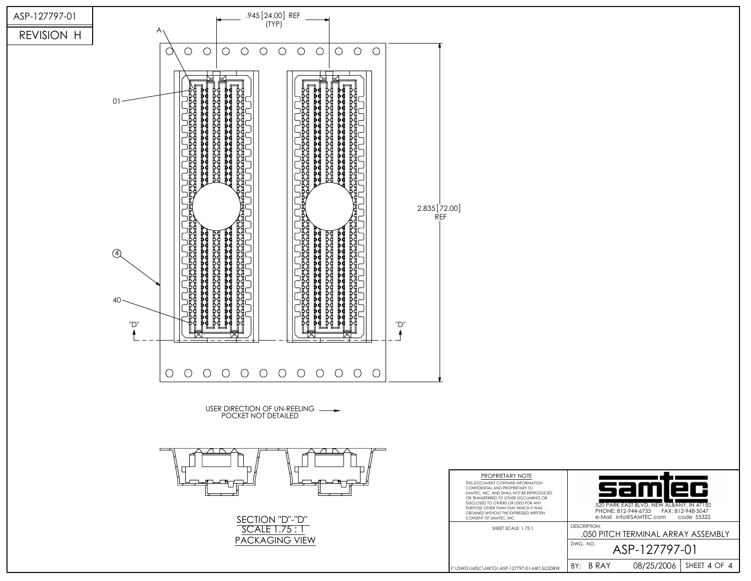ASP-127797-01

REVISION H

.945 [24.00] REF (TYP)

A

01

2.835 [72.00] REF

4

40

"D"

"D"

USER DIRECTION OF UN-REELING
POCKET NOT DETAILED

SECTION "D"-"D"
SCALE 1.75 : 1
PACKAGING VIEW

PROPRIETARY NOTE

THIS DOCUMENT CONTAINS INFORMATION CONFIDENTIAL AND PROPRIETARY TO SAMTEC, INC. AND SHALL NOT BE REPRODUCED OR TRANSFERRED TO OTHER DOCUMENTS OR DISCLOSED TO OTHERS OR USED FOR ANY PURPOSE OTHER THAN THAT WHICH IT WAS OBTAINED WITHOUT THE EXPRESSED WRITTEN CONSENT OF SAMTEC, INC.

samtec

520 PARK EAST BLVD, NEW ALBANY, IN 47150
PHONE: 812-944-6733 FAX: 812-948-5047
e-Mail info@SAMTEC.com code 55322

SHEET SCALE: 1.75:1

DESCRIPTION:
.050 PITCH TERMINAL ARRAY ASSEMBLY

DWG. NO. ASP-127797-01

F:\DWG\MISC\MKTG\ASP-127797-01-MKT.SLDDRW

BY: B RAY 08/25/2006 SHEET 4 OF 4